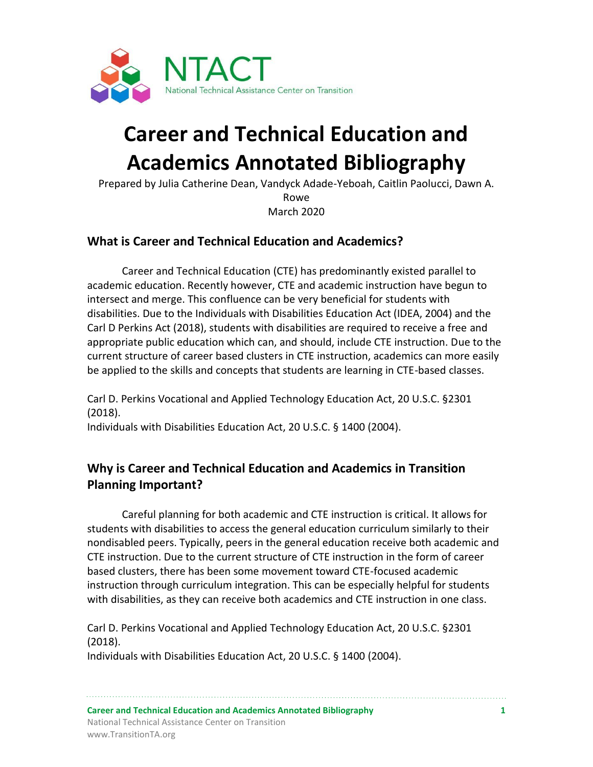NTACT
National Technical Assistance Center on Transition

# Career and Technical Education and Academics Annotated Bibliography

Prepared by Julia Catherine Dean, Vandyck Adade-Yeboah, Caitlin Paolucci, Dawn A. Rowe
March 2020

## What is Career and Technical Education and Academics?

Career and Technical Education (CTE) has predominantly existed parallel to academic education. Recently however, CTE and academic instruction have begun to intersect and merge. This confluence can be very beneficial for students with disabilities. Due to the Individuals with Disabilities Education Act (IDEA, 2004) and the Carl D Perkins Act (2018), students with disabilities are required to receive a free and appropriate public education which can, and should, include CTE instruction. Due to the current structure of career based clusters in CTE instruction, academics can more easily be applied to the skills and concepts that students are learning in CTE-based classes.

Carl D. Perkins Vocational and Applied Technology Education Act, 20 U.S.C. §2301 (2018).
Individuals with Disabilities Education Act, 20 U.S.C. § 1400 (2004).

## Why is Career and Technical Education and Academics in Transition Planning Important?

Careful planning for both academic and CTE instruction is critical. It allows for students with disabilities to access the general education curriculum similarly to their nondisabled peers. Typically, peers in the general education receive both academic and CTE instruction. Due to the current structure of CTE instruction in the form of career based clusters, there has been some movement toward CTE-focused academic instruction through curriculum integration. This can be especially helpful for students with disabilities, as they can receive both academics and CTE instruction in one class.

Carl D. Perkins Vocational and Applied Technology Education Act, 20 U.S.C. §2301 (2018).
Individuals with Disabilities Education Act, 20 U.S.C. § 1400 (2004).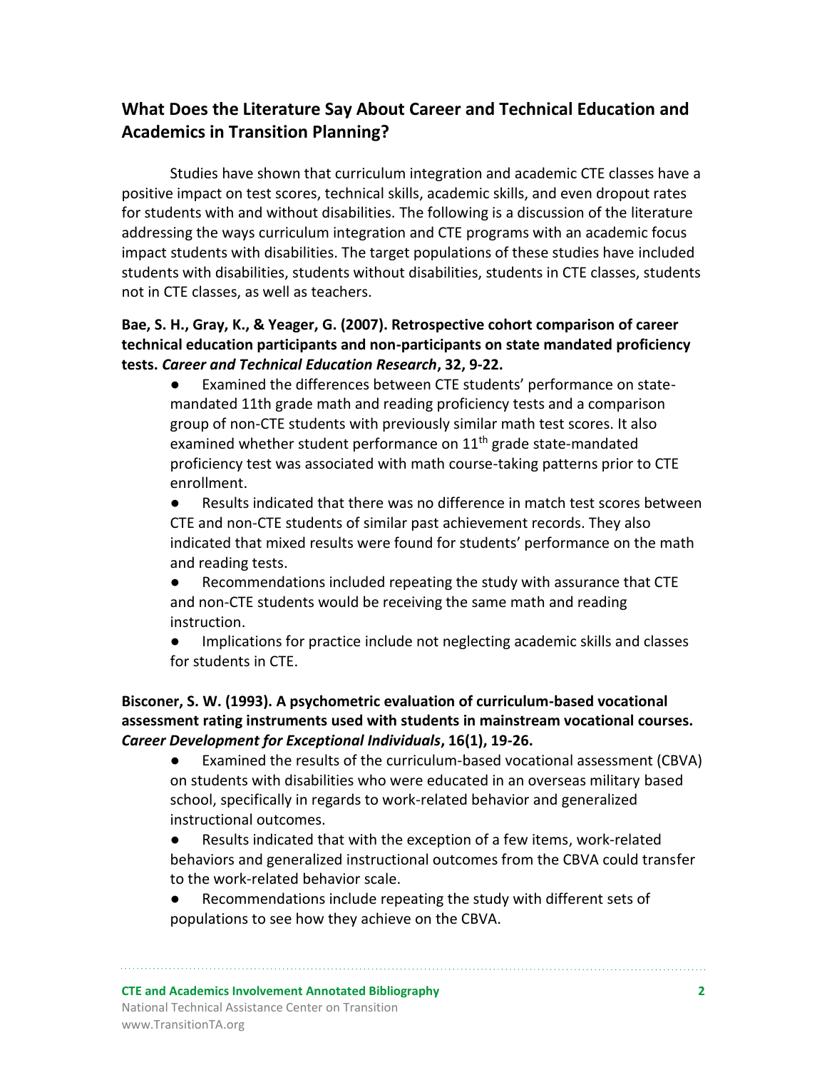## What Does the Literature Say About Career and Technical Education and Academics in Transition Planning?

Studies have shown that curriculum integration and academic CTE classes have a positive impact on test scores, technical skills, academic skills, and even dropout rates for students with and without disabilities. The following is a discussion of the literature addressing the ways curriculum integration and CTE programs with an academic focus impact students with disabilities. The target populations of these studies have included students with disabilities, students without disabilities, students in CTE classes, students not in CTE classes, as well as teachers.

**Bae, S. H., Gray, K., & Yeager, G. (2007). Retrospective cohort comparison of career technical education participants and non-participants on state mandated proficiency tests. *Career and Technical Education Research*, 32, 9-22.**

- Examined the differences between CTE students' performance on state-mandated 11th grade math and reading proficiency tests and a comparison group of non-CTE students with previously similar math test scores. It also examined whether student performance on 11th grade state-mandated proficiency test was associated with math course-taking patterns prior to CTE enrollment.
- Results indicated that there was no difference in match test scores between CTE and non-CTE students of similar past achievement records. They also indicated that mixed results were found for students' performance on the math and reading tests.
- Recommendations included repeating the study with assurance that CTE and non-CTE students would be receiving the same math and reading instruction.
- Implications for practice include not neglecting academic skills and classes for students in CTE.

**Bisconer, S. W. (1993). A psychometric evaluation of curriculum-based vocational assessment rating instruments used with students in mainstream vocational courses. *Career Development for Exceptional Individuals*, 16(1), 19-26.**

- Examined the results of the curriculum-based vocational assessment (CBVA) on students with disabilities who were educated in an overseas military based school, specifically in regards to work-related behavior and generalized instructional outcomes.
- Results indicated that with the exception of a few items, work-related behaviors and generalized instructional outcomes from the CBVA could transfer to the work-related behavior scale.
- Recommendations include repeating the study with different sets of populations to see how they achieve on the CBVA.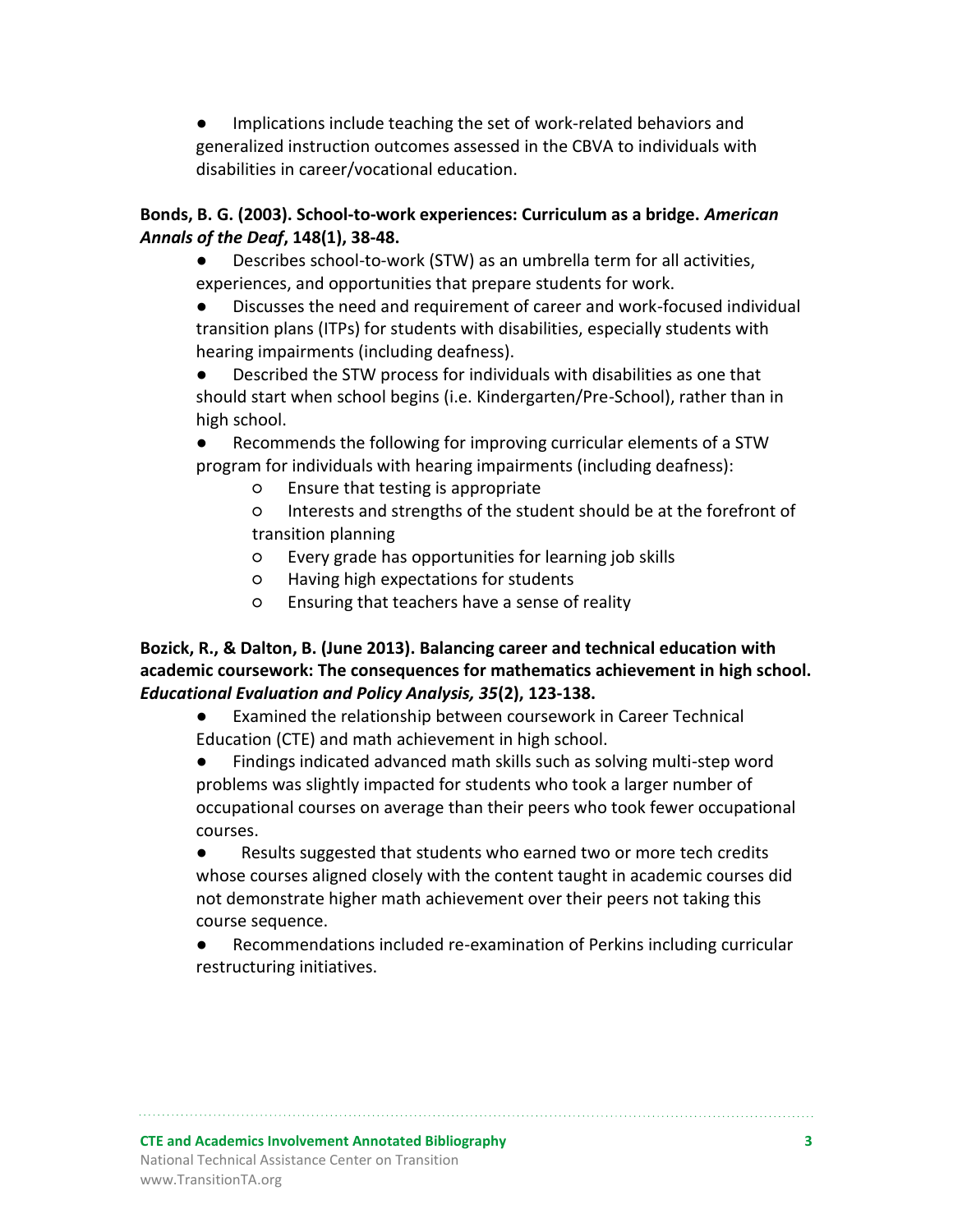- Implications include teaching the set of work-related behaviors and generalized instruction outcomes assessed in the CBVA to individuals with disabilities in career/vocational education.

**Bonds, B. G. (2003). School-to-work experiences: Curriculum as a bridge. *American Annals of the Deaf*, 148(1), 38-48.**

- Describes school-to-work (STW) as an umbrella term for all activities, experiences, and opportunities that prepare students for work.
- Discusses the need and requirement of career and work-focused individual transition plans (ITPs) for students with disabilities, especially students with hearing impairments (including deafness).
- Described the STW process for individuals with disabilities as one that should start when school begins (i.e. Kindergarten/Pre-School), rather than in high school.
- Recommends the following for improving curricular elements of a STW program for individuals with hearing impairments (including deafness):
    - Ensure that testing is appropriate
    - Interests and strengths of the student should be at the forefront of transition planning
    - Every grade has opportunities for learning job skills
    - Having high expectations for students
    - Ensuring that teachers have a sense of reality

**Bozick, R., & Dalton, B. (June 2013). Balancing career and technical education with academic coursework: The consequences for mathematics achievement in high school. *Educational Evaluation and Policy Analysis, 35*(2), 123-138.**

- Examined the relationship between coursework in Career Technical Education (CTE) and math achievement in high school.
- Findings indicated advanced math skills such as solving multi-step word problems was slightly impacted for students who took a larger number of occupational courses on average than their peers who took fewer occupational courses.
- Results suggested that students who earned two or more tech credits whose courses aligned closely with the content taught in academic courses did not demonstrate higher math achievement over their peers not taking this course sequence.
- Recommendations included re-examination of Perkins including curricular restructuring initiatives.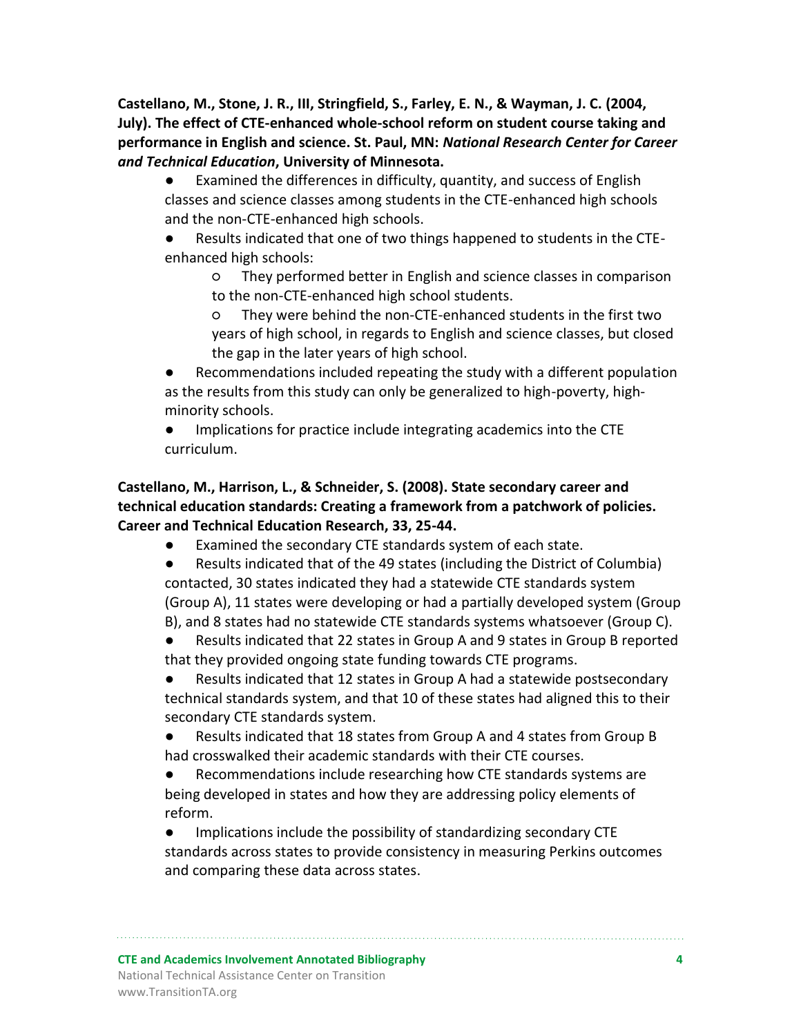**Castellano, M., Stone, J. R., III, Stringfield, S., Farley, E. N., & Wayman, J. C. (2004, July). The effect of CTE-enhanced whole-school reform on student course taking and performance in English and science. St. Paul, MN: *National Research Center for Career and Technical Education*, University of Minnesota.**

- Examined the differences in difficulty, quantity, and success of English classes and science classes among students in the CTE-enhanced high schools and the non-CTE-enhanced high schools.
- Results indicated that one of two things happened to students in the CTE-enhanced high schools:
    - They performed better in English and science classes in comparison to the non-CTE-enhanced high school students.
    - They were behind the non-CTE-enhanced students in the first two years of high school, in regards to English and science classes, but closed the gap in the later years of high school.
- Recommendations included repeating the study with a different population as the results from this study can only be generalized to high-poverty, high-minority schools.
- Implications for practice include integrating academics into the CTE curriculum.

**Castellano, M., Harrison, L., & Schneider, S. (2008). State secondary career and technical education standards: Creating a framework from a patchwork of policies. Career and Technical Education Research, 33, 25-44.**

- Examined the secondary CTE standards system of each state.
- Results indicated that of the 49 states (including the District of Columbia) contacted, 30 states indicated they had a statewide CTE standards system (Group A), 11 states were developing or had a partially developed system (Group B), and 8 states had no statewide CTE standards systems whatsoever (Group C).
- Results indicated that 22 states in Group A and 9 states in Group B reported that they provided ongoing state funding towards CTE programs.
- Results indicated that 12 states in Group A had a statewide postsecondary technical standards system, and that 10 of these states had aligned this to their secondary CTE standards system.
- Results indicated that 18 states from Group A and 4 states from Group B had crosswalked their academic standards with their CTE courses.
- Recommendations include researching how CTE standards systems are being developed in states and how they are addressing policy elements of reform.
- Implications include the possibility of standardizing secondary CTE standards across states to provide consistency in measuring Perkins outcomes and comparing these data across states.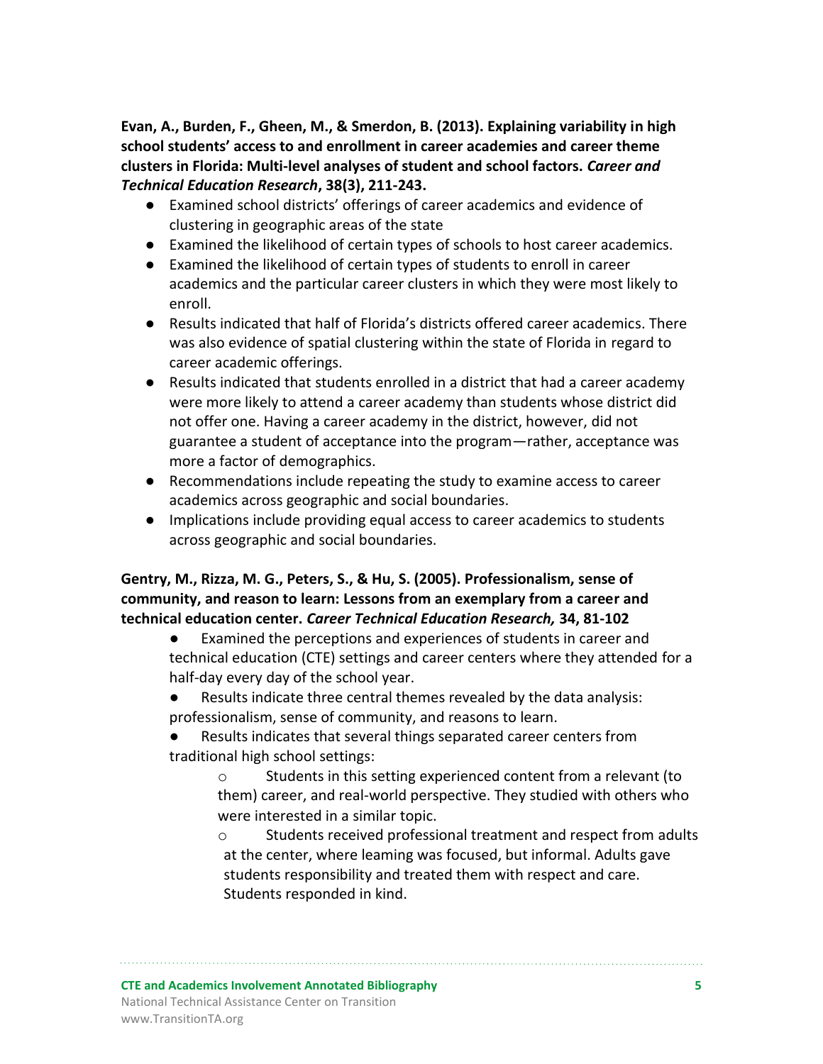**Evan, A., Burden, F., Gheen, M., & Smerdon, B. (2013). Explaining variability in high school students' access to and enrollment in career academies and career theme clusters in Florida: Multi-level analyses of student and school factors. *Career and Technical Education Research*, 38(3), 211-243.**

- Examined school districts' offerings of career academics and evidence of clustering in geographic areas of the state
- Examined the likelihood of certain types of schools to host career academics.
- Examined the likelihood of certain types of students to enroll in career academics and the particular career clusters in which they were most likely to enroll.
- Results indicated that half of Florida's districts offered career academics. There was also evidence of spatial clustering within the state of Florida in regard to career academic offerings.
- Results indicated that students enrolled in a district that had a career academy were more likely to attend a career academy than students whose district did not offer one. Having a career academy in the district, however, did not guarantee a student of acceptance into the program—rather, acceptance was more a factor of demographics.
- Recommendations include repeating the study to examine access to career academics across geographic and social boundaries.
- Implications include providing equal access to career academics to students across geographic and social boundaries.

**Gentry, M., Rizza, M. G., Peters, S., & Hu, S. (2005). Professionalism, sense of community, and reason to learn: Lessons from an exemplary from a career and technical education center. *Career Technical Education Research,* 34, 81-102**

- Examined the perceptions and experiences of students in career and technical education (CTE) settings and career centers where they attended for a half-day every day of the school year.
- Results indicate three central themes revealed by the data analysis: professionalism, sense of community, and reasons to learn.
- Results indicates that several things separated career centers from traditional high school settings:
  - Students in this setting experienced content from a relevant (to them) career, and real-world perspective. They studied with others who were interested in a similar topic.
  - Students received professional treatment and respect from adults at the center, where learning was focused, but informal. Adults gave students responsibility and treated them with respect and care. Students responded in kind.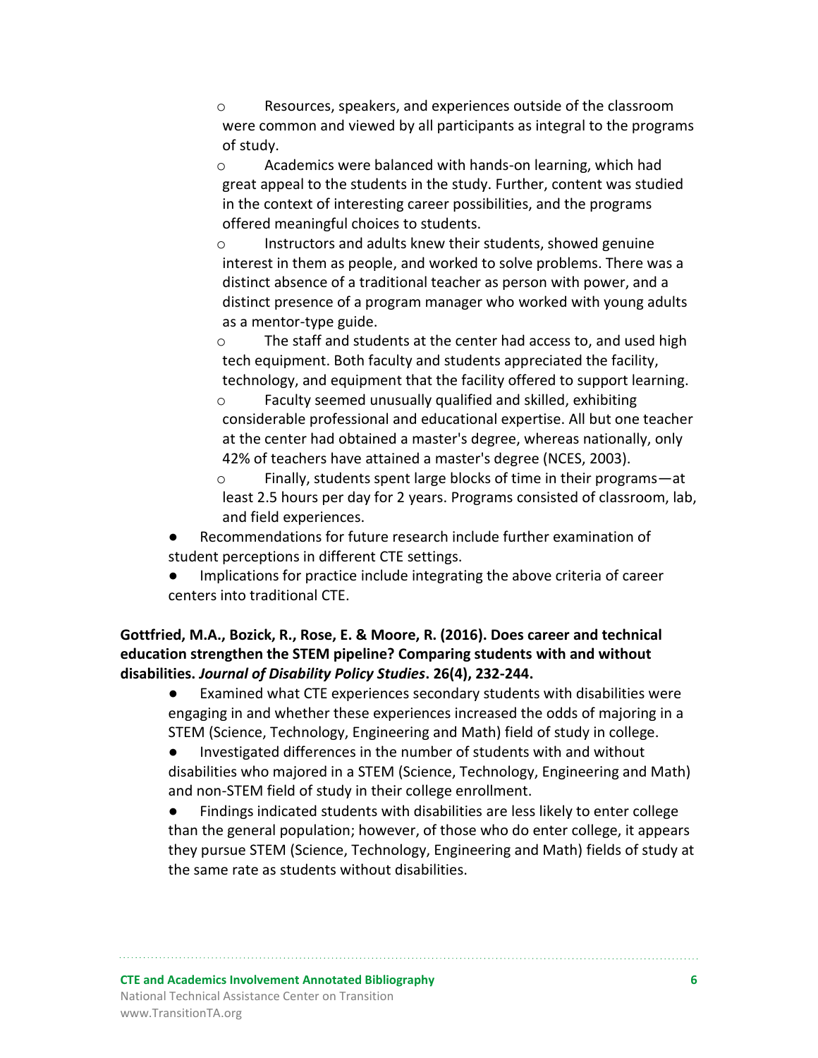- Resources, speakers, and experiences outside of the classroom were common and viewed by all participants as integral to the programs of study.
    - Academics were balanced with hands-on learning, which had great appeal to the students in the study. Further, content was studied in the context of interesting career possibilities, and the programs offered meaningful choices to students.
    - Instructors and adults knew their students, showed genuine interest in them as people, and worked to solve problems. There was a distinct absence of a traditional teacher as person with power, and a distinct presence of a program manager who worked with young adults as a mentor-type guide.
    - The staff and students at the center had access to, and used high tech equipment. Both faculty and students appreciated the facility, technology, and equipment that the facility offered to support learning.
    - Faculty seemed unusually qualified and skilled, exhibiting considerable professional and educational expertise. All but one teacher at the center had obtained a master's degree, whereas nationally, only 42% of teachers have attained a master's degree (NCES, 2003).
    - Finally, students spent large blocks of time in their programs—at least 2.5 hours per day for 2 years. Programs consisted of classroom, lab, and field experiences.
- Recommendations for future research include further examination of student perceptions in different CTE settings.
- Implications for practice include integrating the above criteria of career centers into traditional CTE.

**Gottfried, M.A., Bozick, R., Rose, E. & Moore, R. (2016). Does career and technical education strengthen the STEM pipeline? Comparing students with and without disabilities. *Journal of Disability Policy Studies*. 26(4), 232-244.**

- Examined what CTE experiences secondary students with disabilities were engaging in and whether these experiences increased the odds of majoring in a STEM (Science, Technology, Engineering and Math) field of study in college.
- Investigated differences in the number of students with and without disabilities who majored in a STEM (Science, Technology, Engineering and Math) and non-STEM field of study in their college enrollment.
- Findings indicated students with disabilities are less likely to enter college than the general population; however, of those who do enter college, it appears they pursue STEM (Science, Technology, Engineering and Math) fields of study at the same rate as students without disabilities.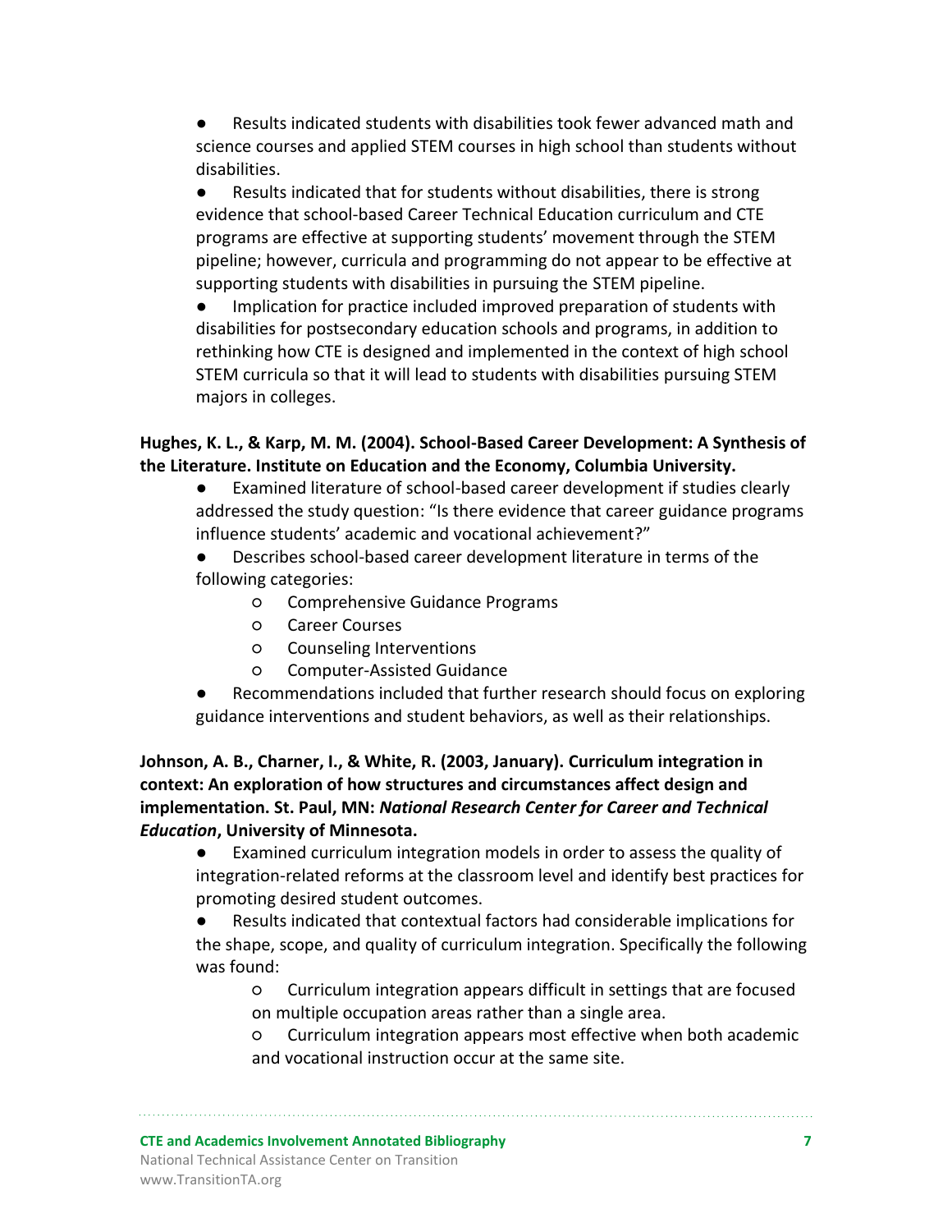- Results indicated students with disabilities took fewer advanced math and science courses and applied STEM courses in high school than students without disabilities.
- Results indicated that for students without disabilities, there is strong evidence that school-based Career Technical Education curriculum and CTE programs are effective at supporting students' movement through the STEM pipeline; however, curricula and programming do not appear to be effective at supporting students with disabilities in pursuing the STEM pipeline.
- Implication for practice included improved preparation of students with disabilities for postsecondary education schools and programs, in addition to rethinking how CTE is designed and implemented in the context of high school STEM curricula so that it will lead to students with disabilities pursuing STEM majors in colleges.

**Hughes, K. L., & Karp, M. M. (2004). School-Based Career Development: A Synthesis of the Literature. Institute on Education and the Economy, Columbia University.**

- Examined literature of school-based career development if studies clearly addressed the study question: "Is there evidence that career guidance programs influence students' academic and vocational achievement?"
- Describes school-based career development literature in terms of the following categories:
  - Comprehensive Guidance Programs
  - Career Courses
  - Counseling Interventions
  - Computer-Assisted Guidance
- Recommendations included that further research should focus on exploring guidance interventions and student behaviors, as well as their relationships.

**Johnson, A. B., Charner, I., & White, R. (2003, January). Curriculum integration in context: An exploration of how structures and circumstances affect design and implementation. St. Paul, MN: *National Research Center for Career and Technical Education*, University of Minnesota.**

- Examined curriculum integration models in order to assess the quality of integration-related reforms at the classroom level and identify best practices for promoting desired student outcomes.
- Results indicated that contextual factors had considerable implications for the shape, scope, and quality of curriculum integration. Specifically the following was found:
  - Curriculum integration appears difficult in settings that are focused on multiple occupation areas rather than a single area.
  - Curriculum integration appears most effective when both academic and vocational instruction occur at the same site.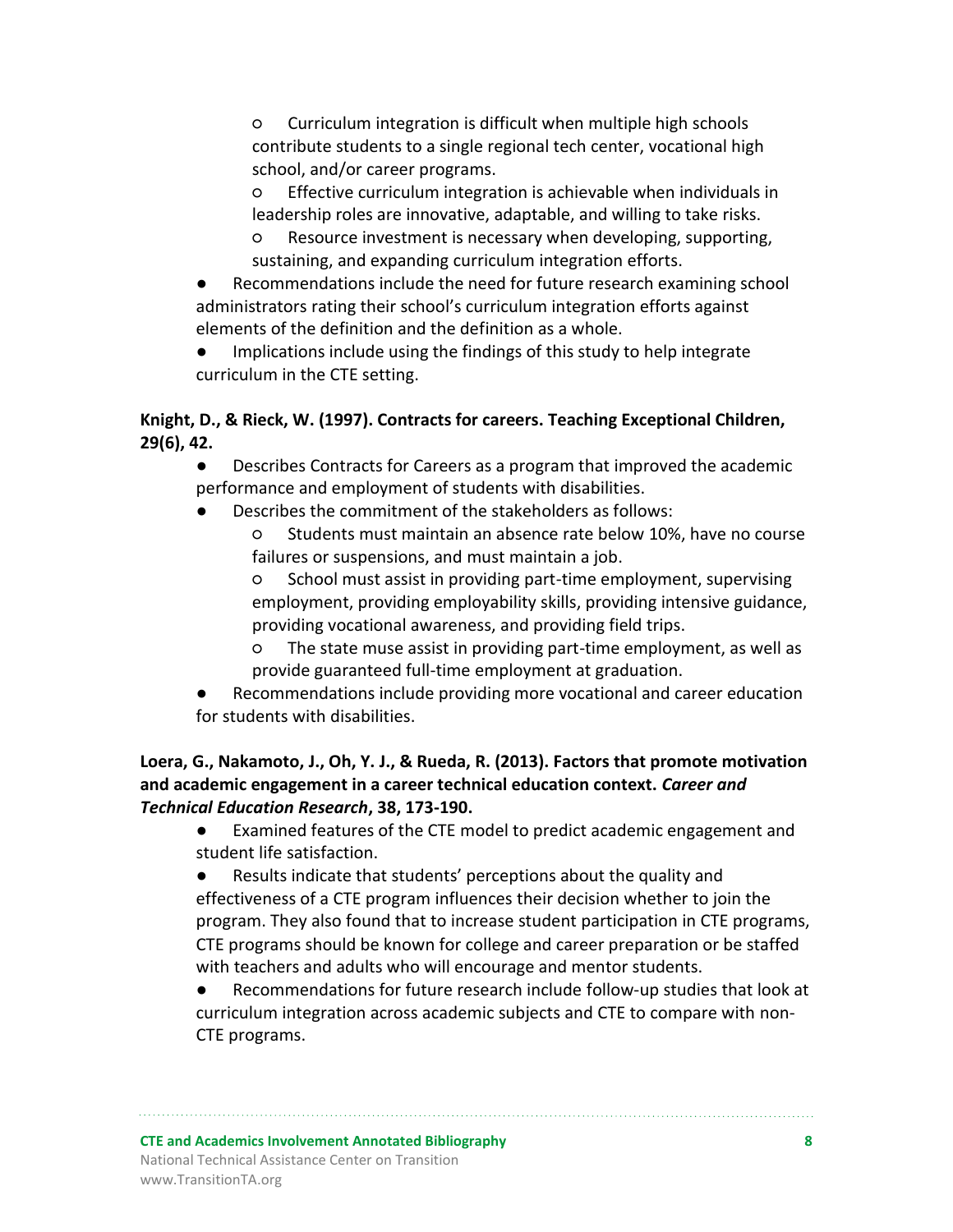- Curriculum integration is difficult when multiple high schools contribute students to a single regional tech center, vocational high school, and/or career programs.
    - Effective curriculum integration is achievable when individuals in leadership roles are innovative, adaptable, and willing to take risks.
    - Resource investment is necessary when developing, supporting, sustaining, and expanding curriculum integration efforts.
- Recommendations include the need for future research examining school administrators rating their school's curriculum integration efforts against elements of the definition and the definition as a whole.
- Implications include using the findings of this study to help integrate curriculum in the CTE setting.

**Knight, D., & Rieck, W. (1997). Contracts for careers. Teaching Exceptional Children, 29(6), 42.**

- Describes Contracts for Careers as a program that improved the academic performance and employment of students with disabilities.
- Describes the commitment of the stakeholders as follows:
    - Students must maintain an absence rate below 10%, have no course failures or suspensions, and must maintain a job.
    - School must assist in providing part-time employment, supervising employment, providing employability skills, providing intensive guidance, providing vocational awareness, and providing field trips.
    - The state muse assist in providing part-time employment, as well as provide guaranteed full-time employment at graduation.
- Recommendations include providing more vocational and career education for students with disabilities.

**Loera, G., Nakamoto, J., Oh, Y. J., & Rueda, R. (2013). Factors that promote motivation and academic engagement in a career technical education context. *Career and Technical Education Research*, 38, 173-190.**

- Examined features of the CTE model to predict academic engagement and student life satisfaction.
- Results indicate that students' perceptions about the quality and effectiveness of a CTE program influences their decision whether to join the program. They also found that to increase student participation in CTE programs, CTE programs should be known for college and career preparation or be staffed with teachers and adults who will encourage and mentor students.
- Recommendations for future research include follow-up studies that look at curriculum integration across academic subjects and CTE to compare with non-CTE programs.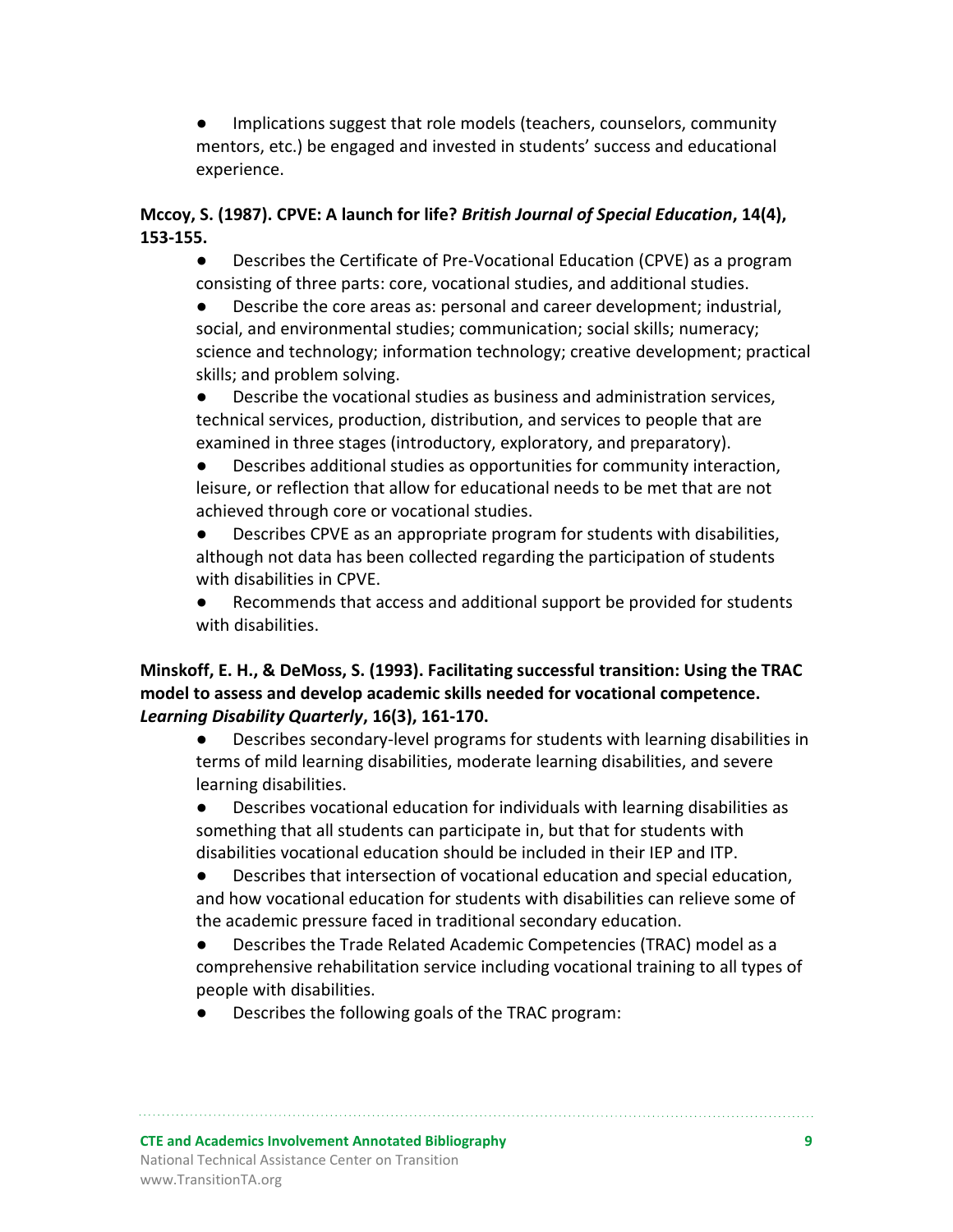- Implications suggest that role models (teachers, counselors, community mentors, etc.) be engaged and invested in students' success and educational experience.

**Mccoy, S. (1987). CPVE: A launch for life? *British Journal of Special Education*, 14(4), 153-155.**

- Describes the Certificate of Pre-Vocational Education (CPVE) as a program consisting of three parts: core, vocational studies, and additional studies.
- Describe the core areas as: personal and career development; industrial, social, and environmental studies; communication; social skills; numeracy; science and technology; information technology; creative development; practical skills; and problem solving.
- Describe the vocational studies as business and administration services, technical services, production, distribution, and services to people that are examined in three stages (introductory, exploratory, and preparatory).
- Describes additional studies as opportunities for community interaction, leisure, or reflection that allow for educational needs to be met that are not achieved through core or vocational studies.
- Describes CPVE as an appropriate program for students with disabilities, although not data has been collected regarding the participation of students with disabilities in CPVE.
- Recommends that access and additional support be provided for students with disabilities.

**Minskoff, E. H., & DeMoss, S. (1993). Facilitating successful transition: Using the TRAC model to assess and develop academic skills needed for vocational competence. *Learning Disability Quarterly*, 16(3), 161-170.**

- Describes secondary-level programs for students with learning disabilities in terms of mild learning disabilities, moderate learning disabilities, and severe learning disabilities.
- Describes vocational education for individuals with learning disabilities as something that all students can participate in, but that for students with disabilities vocational education should be included in their IEP and ITP.
- Describes that intersection of vocational education and special education, and how vocational education for students with disabilities can relieve some of the academic pressure faced in traditional secondary education.
- Describes the Trade Related Academic Competencies (TRAC) model as a comprehensive rehabilitation service including vocational training to all types of people with disabilities.
- Describes the following goals of the TRAC program: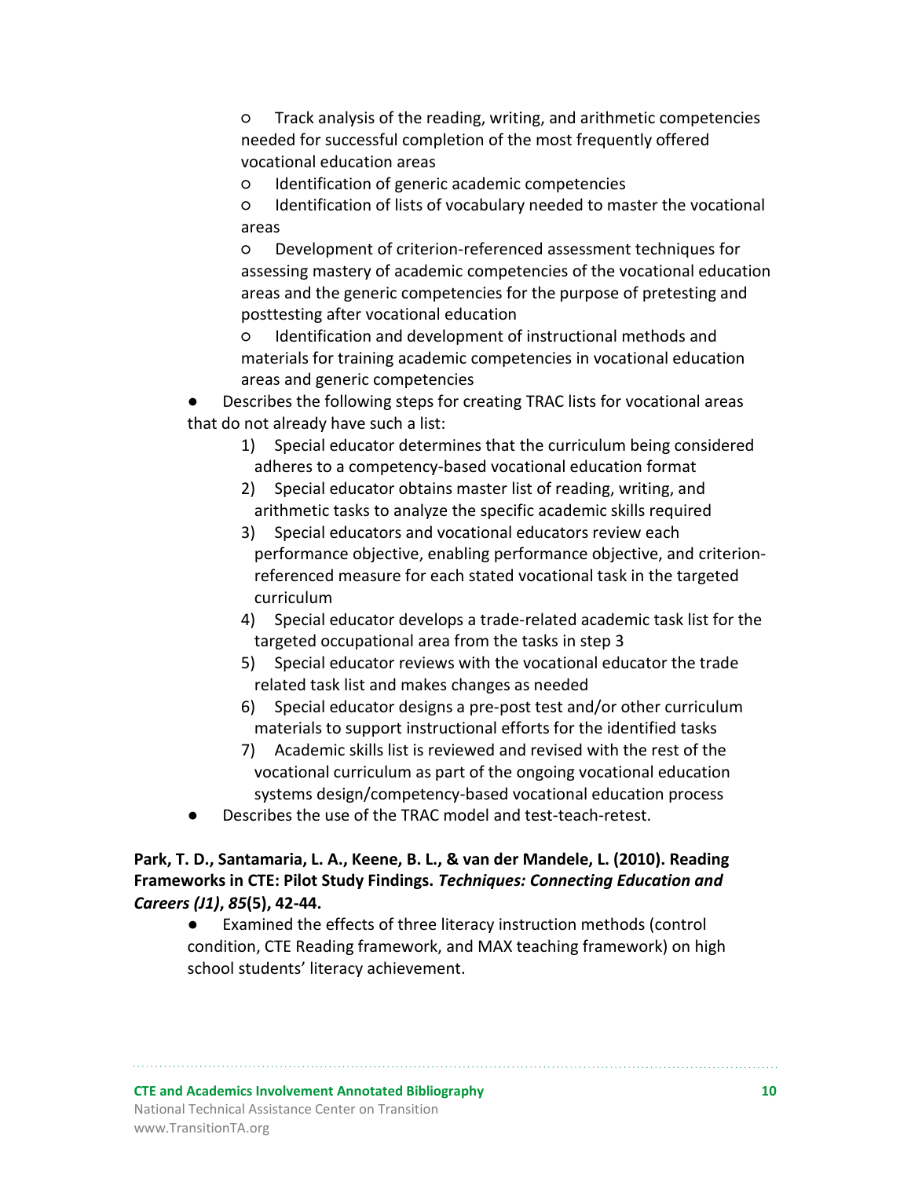- Track analysis of the reading, writing, and arithmetic competencies needed for successful completion of the most frequently offered vocational education areas
    - Identification of generic academic competencies
    - Identification of lists of vocabulary needed to master the vocational areas
    - Development of criterion-referenced assessment techniques for assessing mastery of academic competencies of the vocational education areas and the generic competencies for the purpose of pretesting and posttesting after vocational education
    - Identification and development of instructional methods and materials for training academic competencies in vocational education areas and generic competencies
- Describes the following steps for creating TRAC lists for vocational areas that do not already have such a list:
    1) Special educator determines that the curriculum being considered adheres to a competency-based vocational education format
    2) Special educator obtains master list of reading, writing, and arithmetic tasks to analyze the specific academic skills required
    3) Special educators and vocational educators review each performance objective, enabling performance objective, and criterion-referenced measure for each stated vocational task in the targeted curriculum
    4) Special educator develops a trade-related academic task list for the targeted occupational area from the tasks in step 3
    5) Special educator reviews with the vocational educator the trade related task list and makes changes as needed
    6) Special educator designs a pre-post test and/or other curriculum materials to support instructional efforts for the identified tasks
    7) Academic skills list is reviewed and revised with the rest of the vocational curriculum as part of the ongoing vocational education systems design/competency-based vocational education process
- Describes the use of the TRAC model and test-teach-retest.

**Park, T. D., Santamaria, L. A., Keene, B. L., & van der Mandele, L. (2010). Reading Frameworks in CTE: Pilot Study Findings. *Techniques: Connecting Education and Careers (J1)*, *85*(5), 42-44.**

- Examined the effects of three literacy instruction methods (control condition, CTE Reading framework, and MAX teaching framework) on high school students' literacy achievement.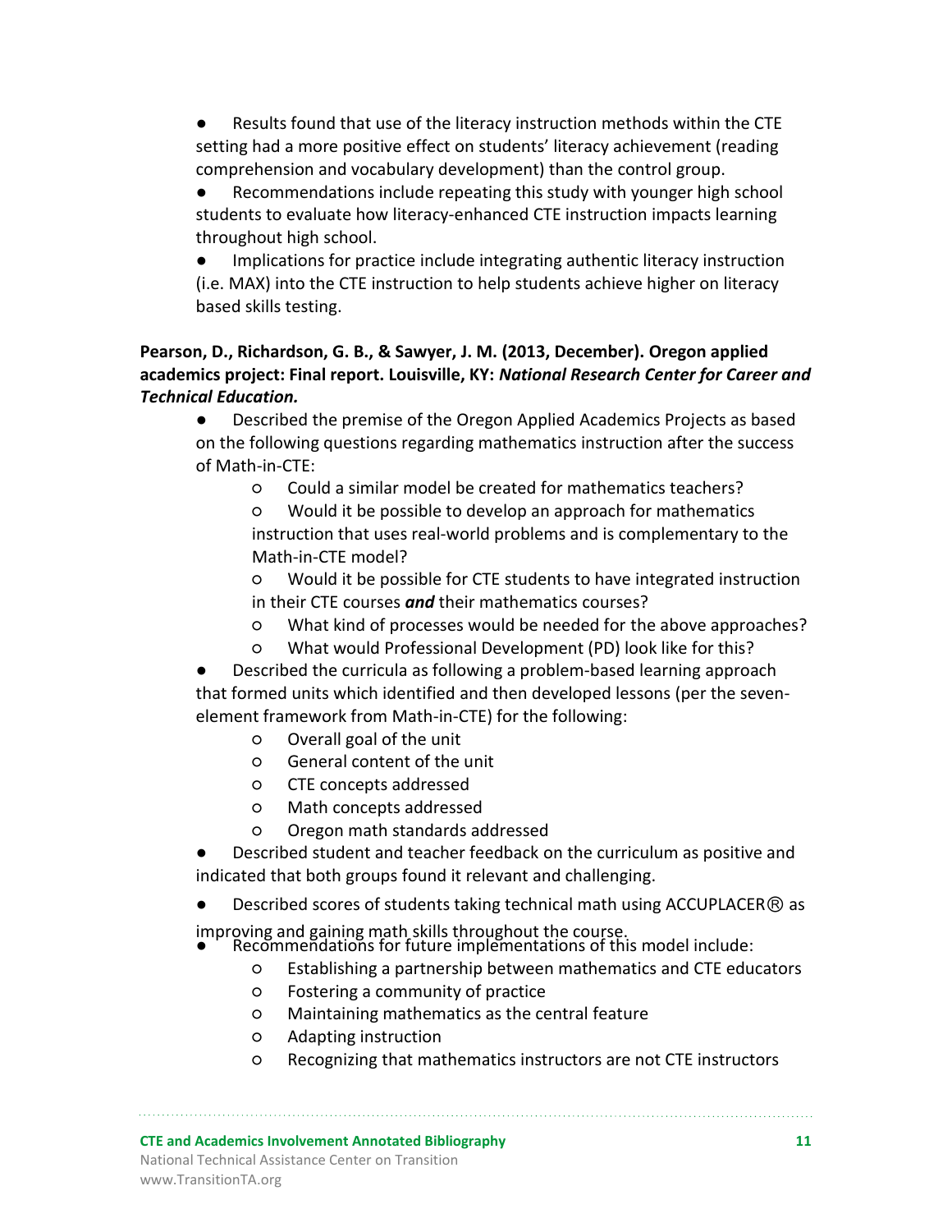- Results found that use of the literacy instruction methods within the CTE setting had a more positive effect on students' literacy achievement (reading comprehension and vocabulary development) than the control group.
- Recommendations include repeating this study with younger high school students to evaluate how literacy-enhanced CTE instruction impacts learning throughout high school.
- Implications for practice include integrating authentic literacy instruction (i.e. MAX) into the CTE instruction to help students achieve higher on literacy based skills testing.

**Pearson, D., Richardson, G. B., & Sawyer, J. M. (2013, December). Oregon applied academics project: Final report. Louisville, KY: *National Research Center for Career and Technical Education.***

- Described the premise of the Oregon Applied Academics Projects as based on the following questions regarding mathematics instruction after the success of Math-in-CTE:
    - Could a similar model be created for mathematics teachers?
    - Would it be possible to develop an approach for mathematics instruction that uses real-world problems and is complementary to the Math-in-CTE model?
    - Would it be possible for CTE students to have integrated instruction in their CTE courses ***and*** their mathematics courses?
    - What kind of processes would be needed for the above approaches?
    - What would Professional Development (PD) look like for this?
- Described the curricula as following a problem-based learning approach that formed units which identified and then developed lessons (per the seven-element framework from Math-in-CTE) for the following:
    - Overall goal of the unit
    - General content of the unit
    - CTE concepts addressed
    - Math concepts addressed
    - Oregon math standards addressed
- Described student and teacher feedback on the curriculum as positive and indicated that both groups found it relevant and challenging.
- Described scores of students taking technical math using ACCUPLACER® as improving and gaining math skills throughout the course.
- Recommendations for future implementations of this model include:
    - Establishing a partnership between mathematics and CTE educators
    - Fostering a community of practice
    - Maintaining mathematics as the central feature
    - Adapting instruction
    - Recognizing that mathematics instructors are not CTE instructors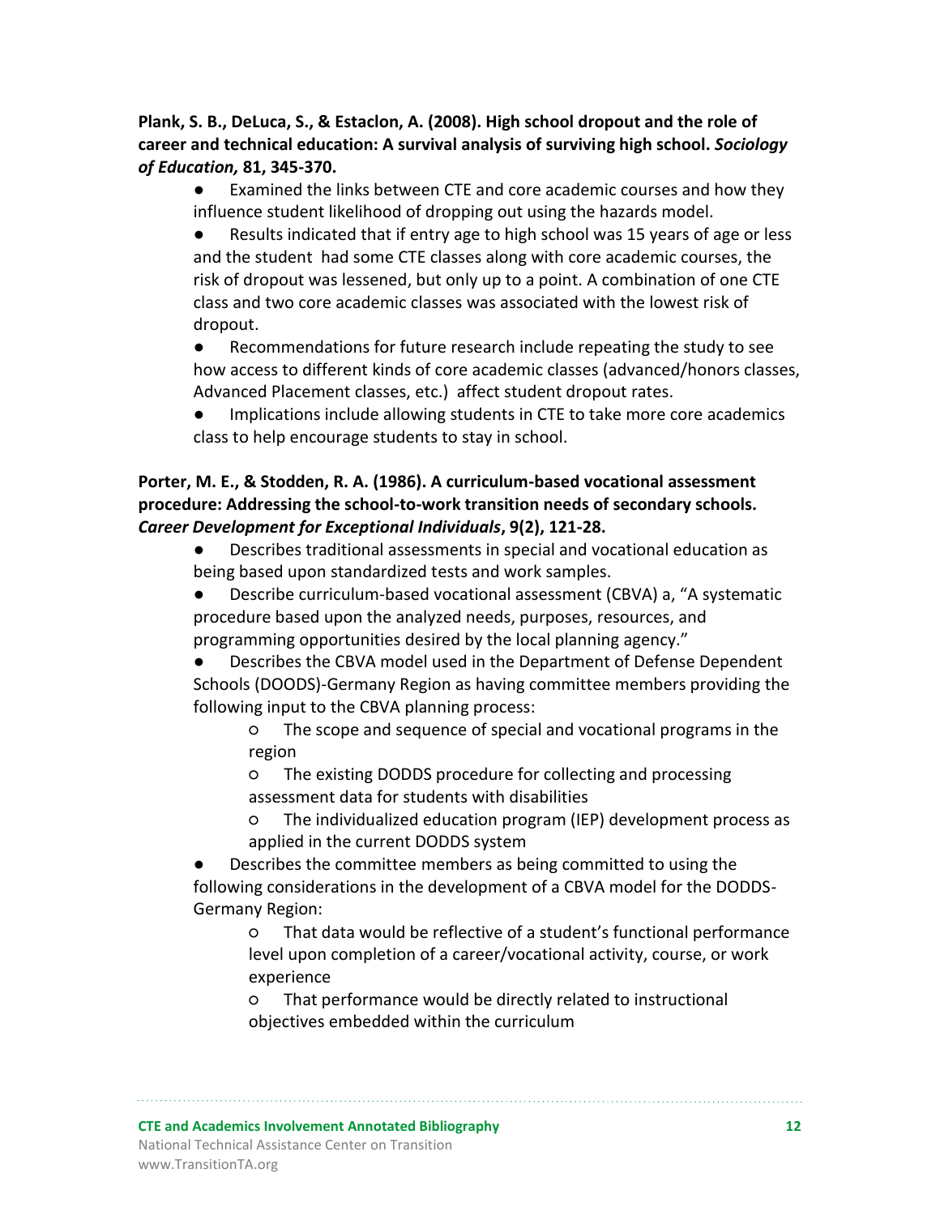**Plank, S. B., DeLuca, S., & Estaclon, A. (2008). High school dropout and the role of career and technical education: A survival analysis of surviving high school. *Sociology of Education,* 81, 345-370.**

- Examined the links between CTE and core academic courses and how they influence student likelihood of dropping out using the hazards model.
- Results indicated that if entry age to high school was 15 years of age or less and the student had some CTE classes along with core academic courses, the risk of dropout was lessened, but only up to a point. A combination of one CTE class and two core academic classes was associated with the lowest risk of dropout.
- Recommendations for future research include repeating the study to see how access to different kinds of core academic classes (advanced/honors classes, Advanced Placement classes, etc.) affect student dropout rates.
- Implications include allowing students in CTE to take more core academics class to help encourage students to stay in school.

**Porter, M. E., & Stodden, R. A. (1986). A curriculum-based vocational assessment procedure: Addressing the school-to-work transition needs of secondary schools. *Career Development for Exceptional Individuals*, 9(2), 121-28.**

- Describes traditional assessments in special and vocational education as being based upon standardized tests and work samples.
- Describe curriculum-based vocational assessment (CBVA) a, "A systematic procedure based upon the analyzed needs, purposes, resources, and programming opportunities desired by the local planning agency."
- Describes the CBVA model used in the Department of Defense Dependent Schools (DOODS)-Germany Region as having committee members providing the following input to the CBVA planning process:
  - The scope and sequence of special and vocational programs in the region
  - The existing DODDS procedure for collecting and processing assessment data for students with disabilities
  - The individualized education program (IEP) development process as applied in the current DODDS system
- Describes the committee members as being committed to using the following considerations in the development of a CBVA model for the DODDS-Germany Region:
  - That data would be reflective of a student's functional performance level upon completion of a career/vocational activity, course, or work experience
  - That performance would be directly related to instructional objectives embedded within the curriculum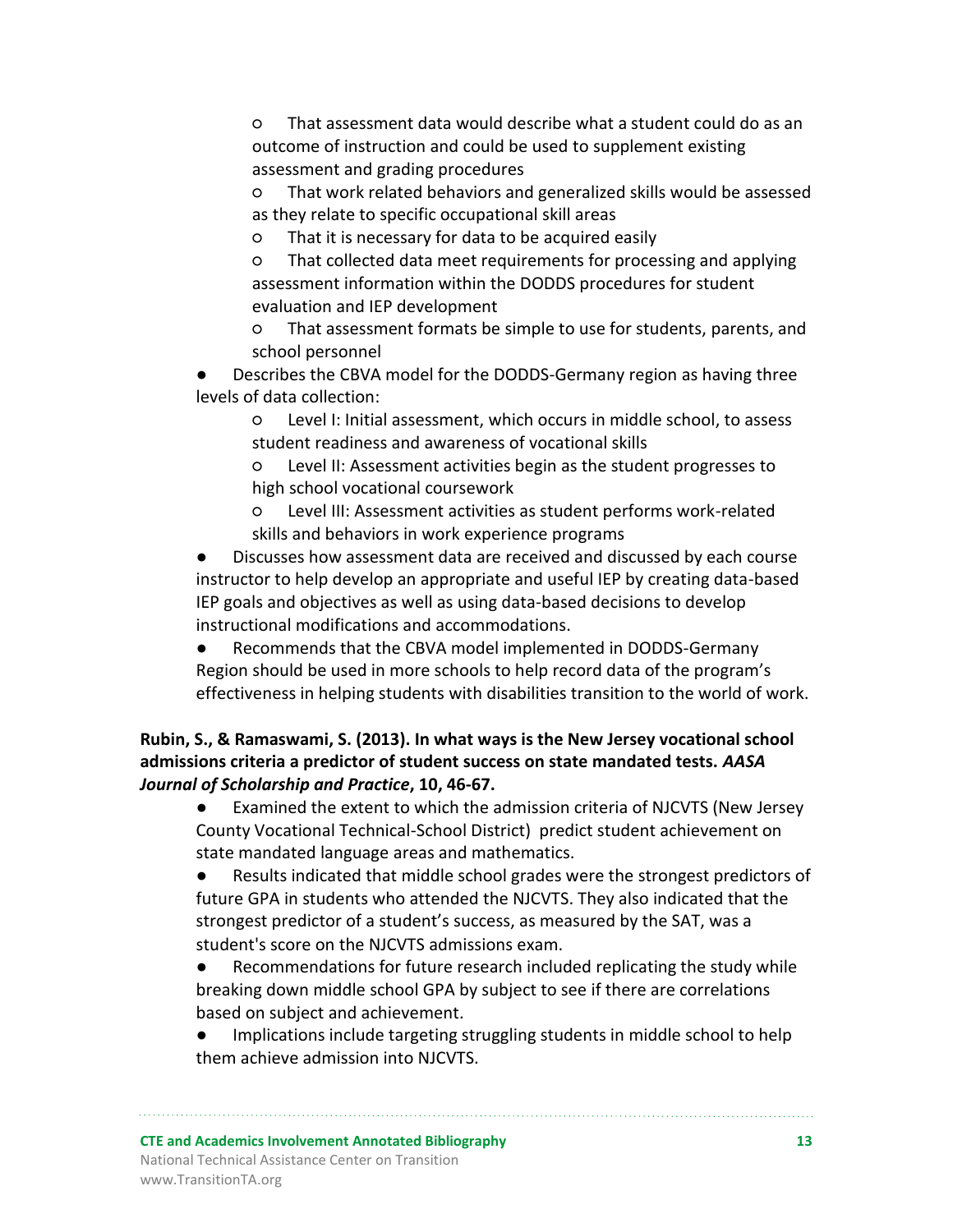- That assessment data would describe what a student could do as an outcome of instruction and could be used to supplement existing assessment and grading procedures
- That work related behaviors and generalized skills would be assessed as they relate to specific occupational skill areas
- That it is necessary for data to be acquired easily
- That collected data meet requirements for processing and applying assessment information within the DODDS procedures for student evaluation and IEP development
- That assessment formats be simple to use for students, parents, and school personnel

- Describes the CBVA model for the DODDS-Germany region as having three levels of data collection:
  - Level I: Initial assessment, which occurs in middle school, to assess student readiness and awareness of vocational skills
  - Level II: Assessment activities begin as the student progresses to high school vocational coursework
  - Level III: Assessment activities as student performs work-related skills and behaviors in work experience programs
- Discusses how assessment data are received and discussed by each course instructor to help develop an appropriate and useful IEP by creating data-based IEP goals and objectives as well as using data-based decisions to develop instructional modifications and accommodations.
- Recommends that the CBVA model implemented in DODDS-Germany Region should be used in more schools to help record data of the program's effectiveness in helping students with disabilities transition to the world of work.

**Rubin, S., & Ramaswami, S. (2013). In what ways is the New Jersey vocational school admissions criteria a predictor of student success on state mandated tests. *AASA Journal of Scholarship and Practice*, 10, 46-67.**

- Examined the extent to which the admission criteria of NJCVTS (New Jersey County Vocational Technical-School District) predict student achievement on state mandated language areas and mathematics.
- Results indicated that middle school grades were the strongest predictors of future GPA in students who attended the NJCVTS. They also indicated that the strongest predictor of a student's success, as measured by the SAT, was a student's score on the NJCVTS admissions exam.
- Recommendations for future research included replicating the study while breaking down middle school GPA by subject to see if there are correlations based on subject and achievement.
- Implications include targeting struggling students in middle school to help them achieve admission into NJCVTS.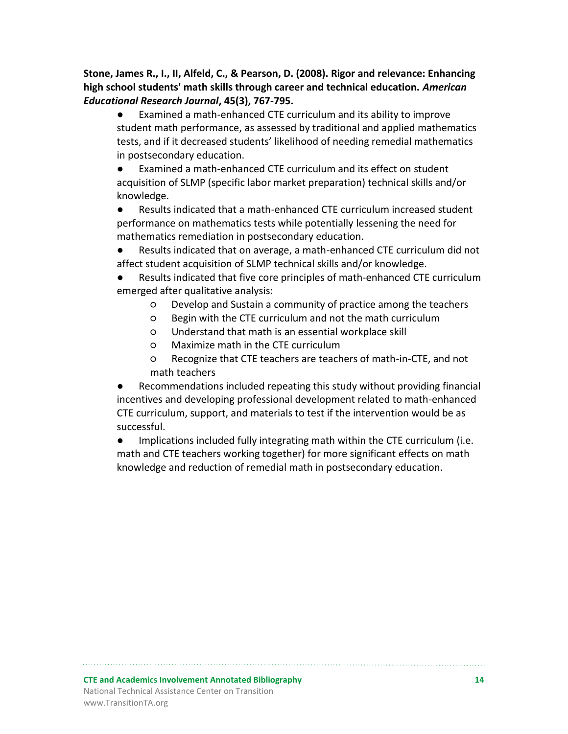**Stone, James R., I., II, Alfeld, C., & Pearson, D. (2008). Rigor and relevance: Enhancing high school students' math skills through career and technical education. *American Educational Research Journal*, 45(3), 767-795.**

- Examined a math-enhanced CTE curriculum and its ability to improve student math performance, as assessed by traditional and applied mathematics tests, and if it decreased students' likelihood of needing remedial mathematics in postsecondary education.
- Examined a math-enhanced CTE curriculum and its effect on student acquisition of SLMP (specific labor market preparation) technical skills and/or knowledge.
- Results indicated that a math-enhanced CTE curriculum increased student performance on mathematics tests while potentially lessening the need for mathematics remediation in postsecondary education.
- Results indicated that on average, a math-enhanced CTE curriculum did not affect student acquisition of SLMP technical skills and/or knowledge.
- Results indicated that five core principles of math-enhanced CTE curriculum emerged after qualitative analysis:
    - Develop and Sustain a community of practice among the teachers
    - Begin with the CTE curriculum and not the math curriculum
    - Understand that math is an essential workplace skill
    - Maximize math in the CTE curriculum
    - Recognize that CTE teachers are teachers of math-in-CTE, and not math teachers
- Recommendations included repeating this study without providing financial incentives and developing professional development related to math-enhanced CTE curriculum, support, and materials to test if the intervention would be as successful.
- Implications included fully integrating math within the CTE curriculum (i.e. math and CTE teachers working together) for more significant effects on math knowledge and reduction of remedial math in postsecondary education.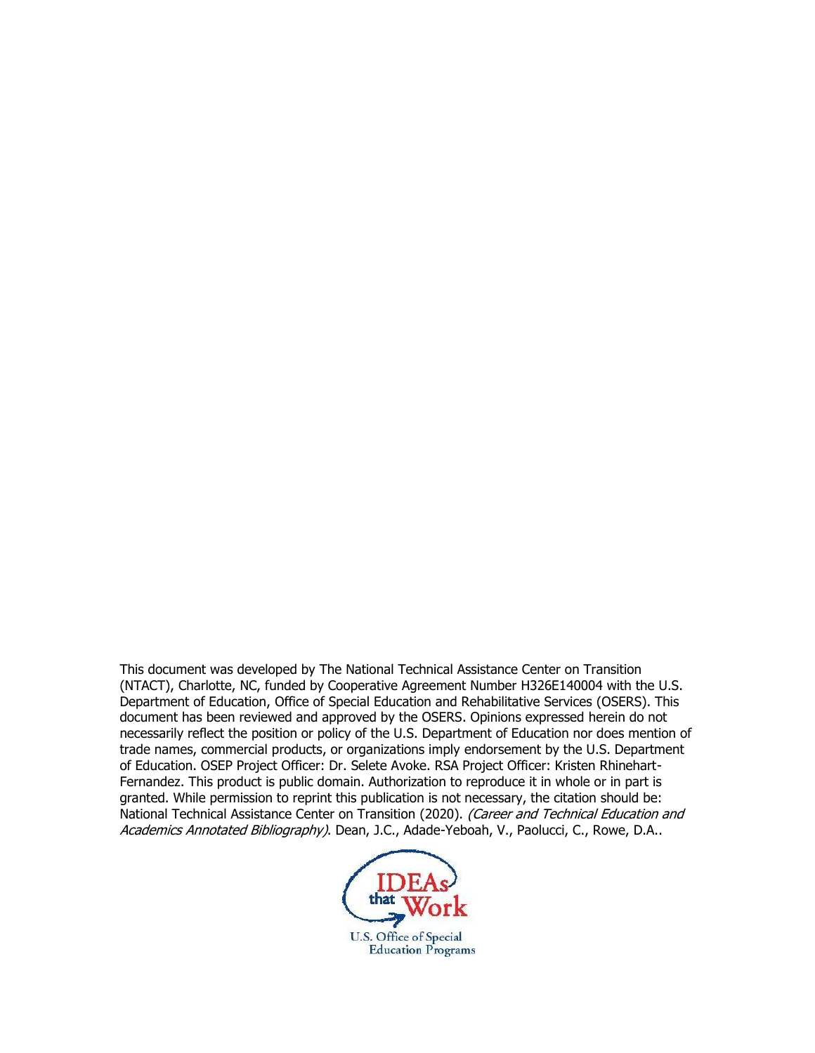This document was developed by The National Technical Assistance Center on Transition (NTACT), Charlotte, NC, funded by Cooperative Agreement Number H326E140004 with the U.S. Department of Education, Office of Special Education and Rehabilitative Services (OSERS). This document has been reviewed and approved by the OSERS. Opinions expressed herein do not necessarily reflect the position or policy of the U.S. Department of Education nor does mention of trade names, commercial products, or organizations imply endorsement by the U.S. Department of Education. OSEP Project Officer: Dr. Selete Avoke. RSA Project Officer: Kristen Rhinehart-Fernandez. This product is public domain. Authorization to reproduce it in whole or in part is granted. While permission to reprint this publication is not necessary, the citation should be: National Technical Assistance Center on Transition (2020). *(Career and Technical Education and Academics Annotated Bibliography)*. Dean, J.C., Adade-Yeboah, V., Paolucci, C., Rowe, D.A..

IDEAs that Work

U.S. Office of Special Education Programs